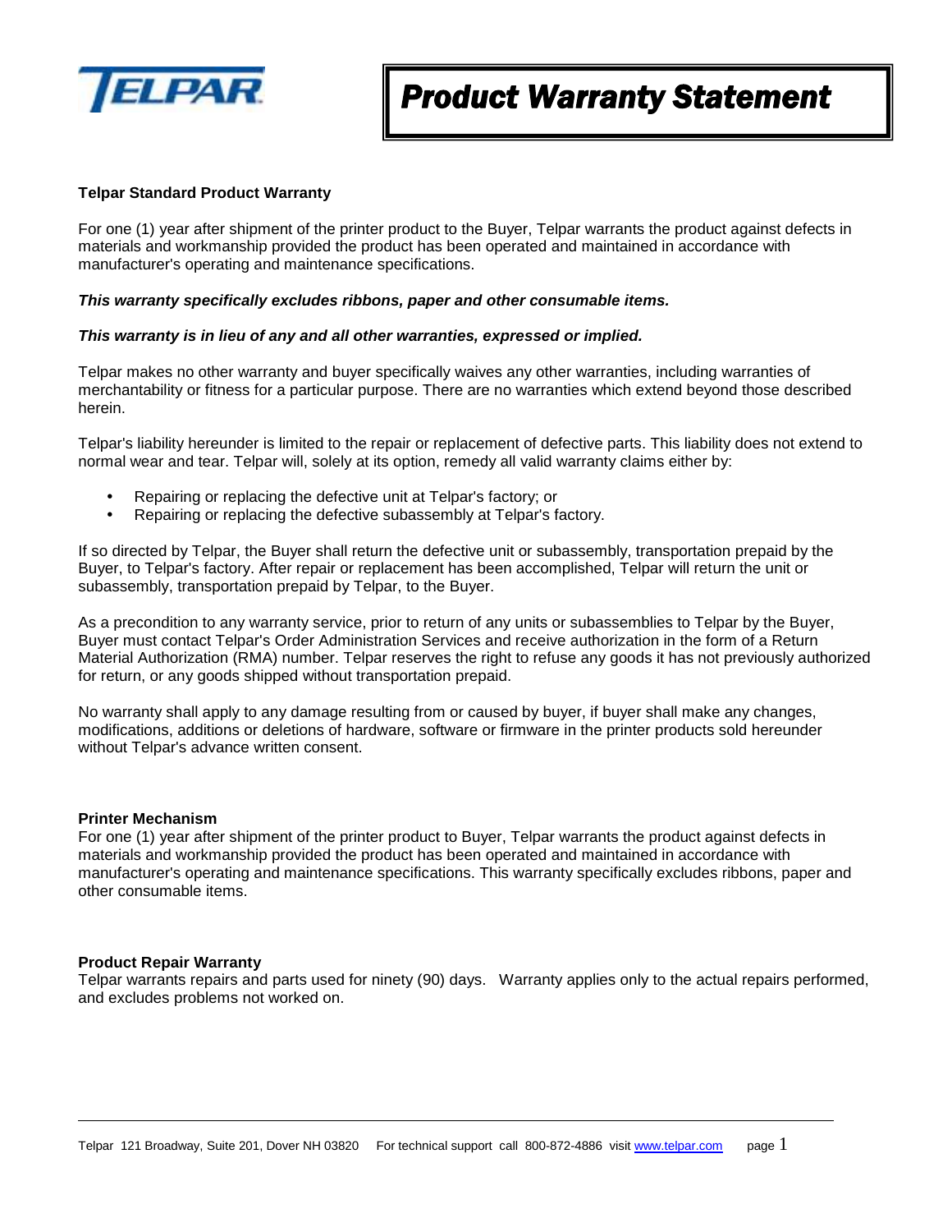TELPAR

# Product Warranty Statement

## Telpar Standard Product Warranty

For one (1) year after shipment of the printer product to the Buyer, Telpar warrants the product against defects in materials and workmanship provided the product has been operated and maintained in accordance with manufacturer's operating and maintenance specifications.

***This warranty specifically excludes ribbons, paper and other consumable items.***

***This warranty is in lieu of any and all other warranties, expressed or implied.***

Telpar makes no other warranty and buyer specifically waives any other warranties, including warranties of merchantability or fitness for a particular purpose. There are no warranties which extend beyond those described herein.

Telpar's liability hereunder is limited to the repair or replacement of defective parts. This liability does not extend to normal wear and tear. Telpar will, solely at its option, remedy all valid warranty claims either by:

- Repairing or replacing the defective unit at Telpar's factory; or
- Repairing or replacing the defective subassembly at Telpar's factory.

If so directed by Telpar, the Buyer shall return the defective unit or subassembly, transportation prepaid by the Buyer, to Telpar's factory. After repair or replacement has been accomplished, Telpar will return the unit or subassembly, transportation prepaid by Telpar, to the Buyer.

As a precondition to any warranty service, prior to return of any units or subassemblies to Telpar by the Buyer, Buyer must contact Telpar's Order Administration Services and receive authorization in the form of a Return Material Authorization (RMA) number. Telpar reserves the right to refuse any goods it has not previously authorized for return, or any goods shipped without transportation prepaid.

No warranty shall apply to any damage resulting from or caused by buyer, if buyer shall make any changes, modifications, additions or deletions of hardware, software or firmware in the printer products sold hereunder without Telpar's advance written consent.

## Printer Mechanism

For one (1) year after shipment of the printer product to Buyer, Telpar warrants the product against defects in materials and workmanship provided the product has been operated and maintained in accordance with manufacturer's operating and maintenance specifications. This warranty specifically excludes ribbons, paper and other consumable items.

## Product Repair Warranty

Telpar warrants repairs and parts used for ninety (90) days. Warranty applies only to the actual repairs performed, and excludes problems not worked on.

Telpar 121 Broadway, Suite 201, Dover NH 03820 For technical support call 800-872-4886 visit www.telpar.com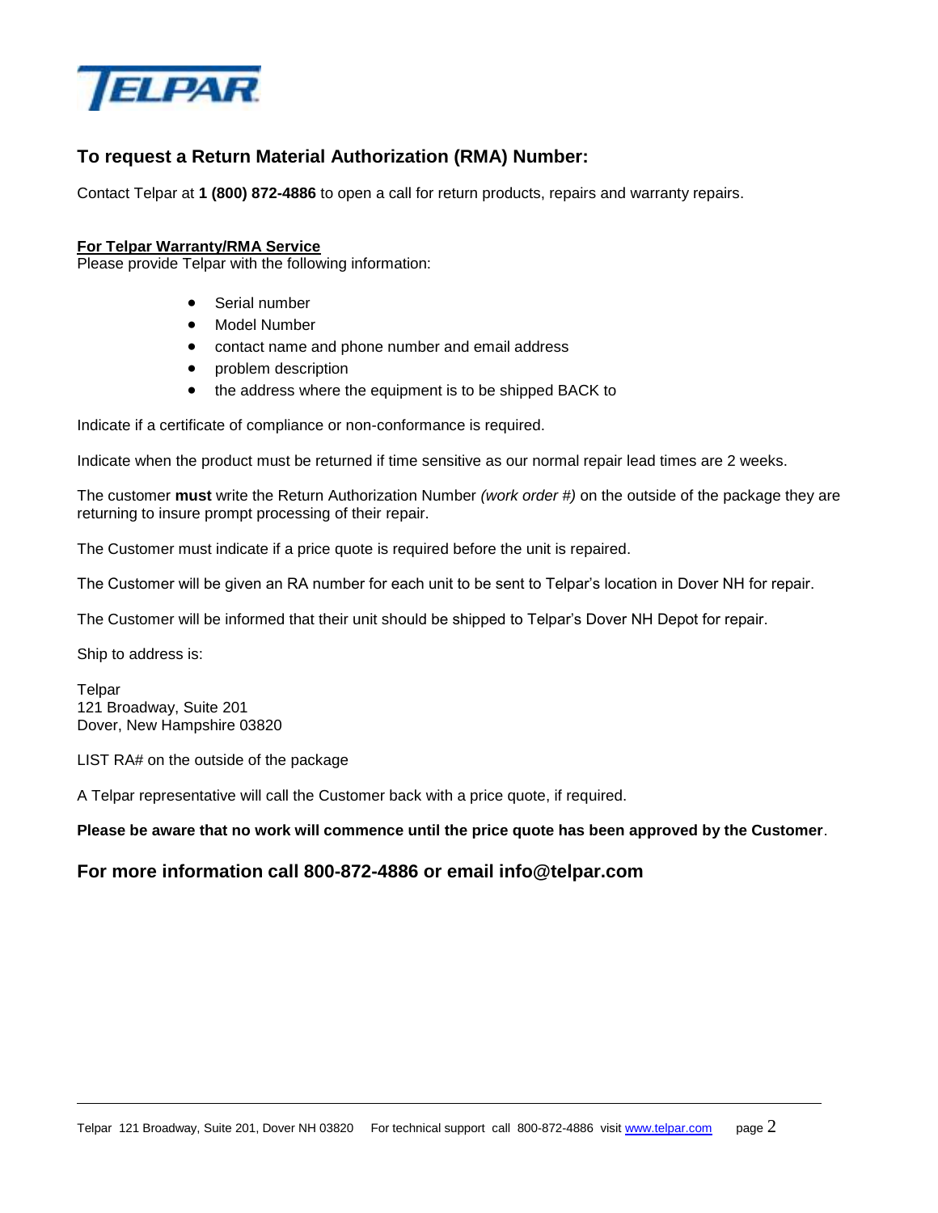TELPAR

## To request a Return Material Authorization (RMA) Number:

Contact Telpar at **1 (800) 872-4886** to open a call for return products, repairs and warranty repairs.

**For Telpar Warranty/RMA Service**
Please provide Telpar with the following information:

- Serial number
- Model Number
- contact name and phone number and email address
- problem description
- the address where the equipment is to be shipped BACK to

Indicate if a certificate of compliance or non-conformance is required.

Indicate when the product must be returned if time sensitive as our normal repair lead times are 2 weeks.

The customer **must** write the Return Authorization Number *(work order #)* on the outside of the package they are returning to insure prompt processing of their repair.

The Customer must indicate if a price quote is required before the unit is repaired.

The Customer will be given an RA number for each unit to be sent to Telpar's location in Dover NH for repair.

The Customer will be informed that their unit should be shipped to Telpar's Dover NH Depot for repair.

Ship to address is:

Telpar
121 Broadway, Suite 201
Dover, New Hampshire 03820

LIST RA# on the outside of the package

A Telpar representative will call the Customer back with a price quote, if required.

**Please be aware that no work will commence until the price quote has been approved by the Customer**.

### For more information call 800-872-4886 or email info@telpar.com